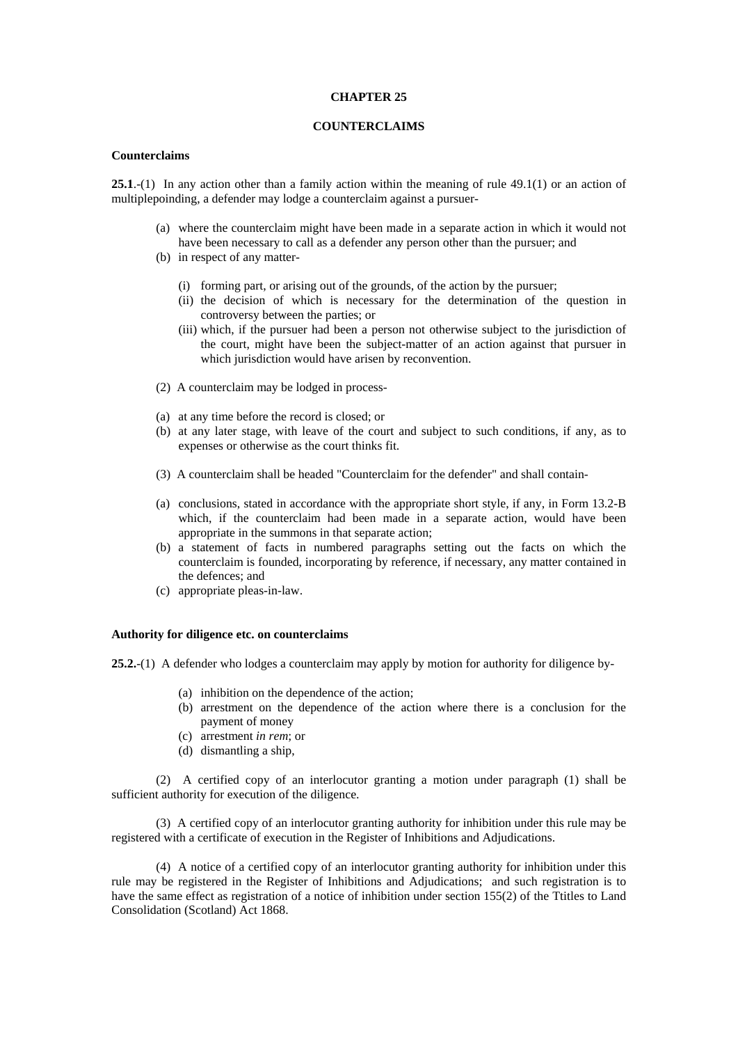# CHAPTER 25

## COUNTERCLAIMS

### Counterclaims

**25.1**.-(1) In any action other than a family action within the meaning of rule 49.1(1) or an action of multiplepoinding, a defender may lodge a counterclaim against a pursuer-

- (a) where the counterclaim might have been made in a separate action in which it would not have been necessary to call as a defender any person other than the pursuer; and
- (b) in respect of any matter-
  - (i) forming part, or arising out of the grounds, of the action by the pursuer;
  - (ii) the decision of which is necessary for the determination of the question in controversy between the parties; or
  - (iii) which, if the pursuer had been a person not otherwise subject to the jurisdiction of the court, might have been the subject-matter of an action against that pursuer in which jurisdiction would have arisen by reconvention.

(2) A counterclaim may be lodged in process-

- (a) at any time before the record is closed; or
- (b) at any later stage, with leave of the court and subject to such conditions, if any, as to expenses or otherwise as the court thinks fit.

(3) A counterclaim shall be headed "Counterclaim for the defender" and shall contain-

- (a) conclusions, stated in accordance with the appropriate short style, if any, in Form 13.2-B which, if the counterclaim had been made in a separate action, would have been appropriate in the summons in that separate action;
- (b) a statement of facts in numbered paragraphs setting out the facts on which the counterclaim is founded, incorporating by reference, if necessary, any matter contained in the defences; and
- (c) appropriate pleas-in-law.

### Authority for diligence etc. on counterclaims

**25.2.**-(1) A defender who lodges a counterclaim may apply by motion for authority for diligence by-

- (a) inhibition on the dependence of the action;
- (b) arrestment on the dependence of the action where there is a conclusion for the payment of money
- (c) arrestment *in rem*; or
- (d) dismantling a ship,

(2) A certified copy of an interlocutor granting a motion under paragraph (1) shall be sufficient authority for execution of the diligence.

(3) A certified copy of an interlocutor granting authority for inhibition under this rule may be registered with a certificate of execution in the Register of Inhibitions and Adjudications.

(4) A notice of a certified copy of an interlocutor granting authority for inhibition under this rule may be registered in the Register of Inhibitions and Adjudications; and such registration is to have the same effect as registration of a notice of inhibition under section 155(2) of the Ttitles to Land Consolidation (Scotland) Act 1868.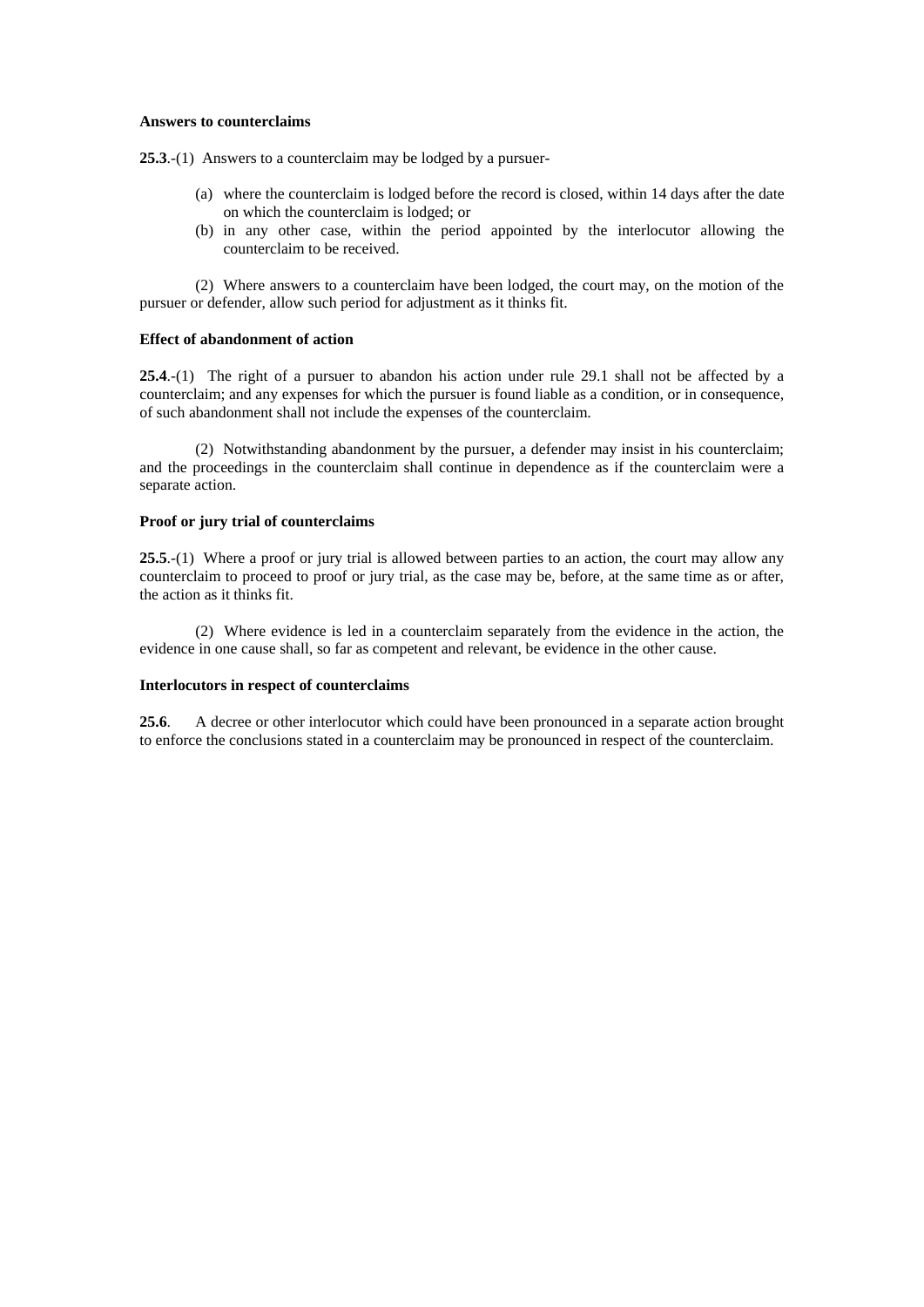**Answers to counterclaims**

**25.3**.-(1) Answers to a counterclaim may be lodged by a pursuer-

(a) where the counterclaim is lodged before the record is closed, within 14 days after the date on which the counterclaim is lodged; or

(b) in any other case, within the period appointed by the interlocutor allowing the counterclaim to be received.

(2) Where answers to a counterclaim have been lodged, the court may, on the motion of the pursuer or defender, allow such period for adjustment as it thinks fit.

**Effect of abandonment of action**

**25.4**.-(1) The right of a pursuer to abandon his action under rule 29.1 shall not be affected by a counterclaim; and any expenses for which the pursuer is found liable as a condition, or in consequence, of such abandonment shall not include the expenses of the counterclaim.

(2) Notwithstanding abandonment by the pursuer, a defender may insist in his counterclaim; and the proceedings in the counterclaim shall continue in dependence as if the counterclaim were a separate action.

**Proof or jury trial of counterclaims**

**25.5**.-(1) Where a proof or jury trial is allowed between parties to an action, the court may allow any counterclaim to proceed to proof or jury trial, as the case may be, before, at the same time as or after, the action as it thinks fit.

(2) Where evidence is led in a counterclaim separately from the evidence in the action, the evidence in one cause shall, so far as competent and relevant, be evidence in the other cause.

**Interlocutors in respect of counterclaims**

**25.6**. A decree or other interlocutor which could have been pronounced in a separate action brought to enforce the conclusions stated in a counterclaim may be pronounced in respect of the counterclaim.